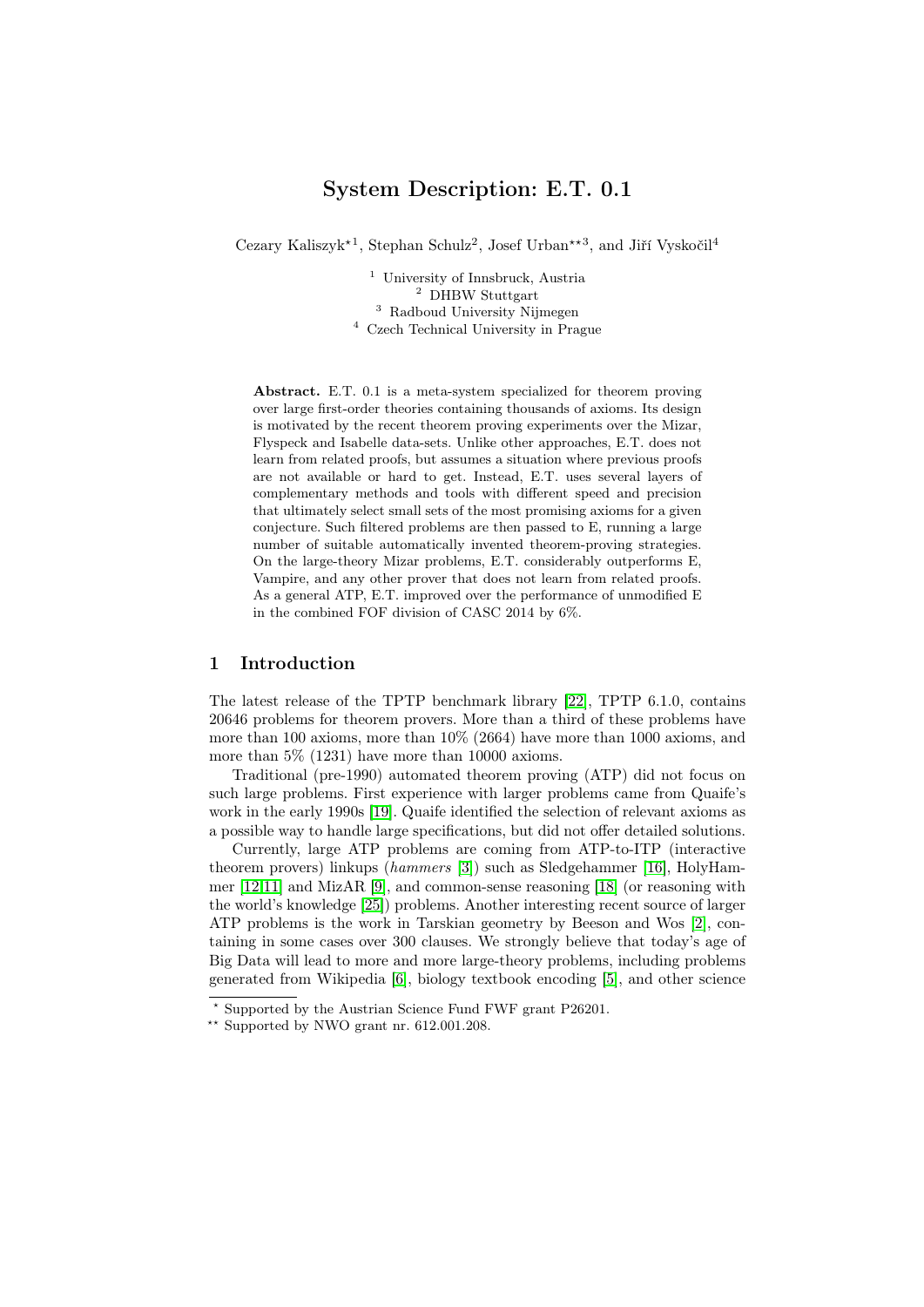# System Description: E.T. 0.1

Cezary Kaliszyk[⋆1], Stephan Schulz[2], Josef Urban[⋆⋆3], and Jiří Vyskočil[4]

[1] University of Innsbruck, Austria
[2] DHBW Stuttgart
[3] Radboud University Nijmegen
[4] Czech Technical University in Prague

**Abstract.** E.T. 0.1 is a meta-system specialized for theorem proving over large first-order theories containing thousands of axioms. Its design is motivated by the recent theorem proving experiments over the Mizar, Flyspeck and Isabelle data-sets. Unlike other approaches, E.T. does not learn from related proofs, but assumes a situation where previous proofs are not available or hard to get. Instead, E.T. uses several layers of complementary methods and tools with different speed and precision that ultimately select small sets of the most promising axioms for a given conjecture. Such filtered problems are then passed to E, running a large number of suitable automatically invented theorem-proving strategies. On the large-theory Mizar problems, E.T. considerably outperforms E, Vampire, and any other prover that does not learn from related proofs. As a general ATP, E.T. improved over the performance of unmodified E in the combined FOF division of CASC 2014 by 6%.

## 1 Introduction

The latest release of the TPTP benchmark library [22], TPTP 6.1.0, contains 20646 problems for theorem provers. More than a third of these problems have more than 100 axioms, more than 10% (2664) have more than 1000 axioms, and more than 5% (1231) have more than 10000 axioms.

Traditional (pre-1990) automated theorem proving (ATP) did not focus on such large problems. First experience with larger problems came from Quaife's work in the early 1990s [19]. Quaife identified the selection of relevant axioms as a possible way to handle large specifications, but did not offer detailed solutions.

Currently, large ATP problems are coming from ATP-to-ITP (interactive theorem provers) linkups (*hammers* [3]) such as Sledgehammer [16], HolyHammer [12,11] and MizAR [9], and common-sense reasoning [18] (or reasoning with the world's knowledge [25]) problems. Another interesting recent source of larger ATP problems is the work in Tarskian geometry by Beeson and Wos [2], containing in some cases over 300 clauses. We strongly believe that today's age of Big Data will lead to more and more large-theory problems, including problems generated from Wikipedia [6], biology textbook encoding [5], and other science

⋆ Supported by the Austrian Science Fund FWF grant P26201.
⋆⋆ Supported by NWO grant nr. 612.001.208.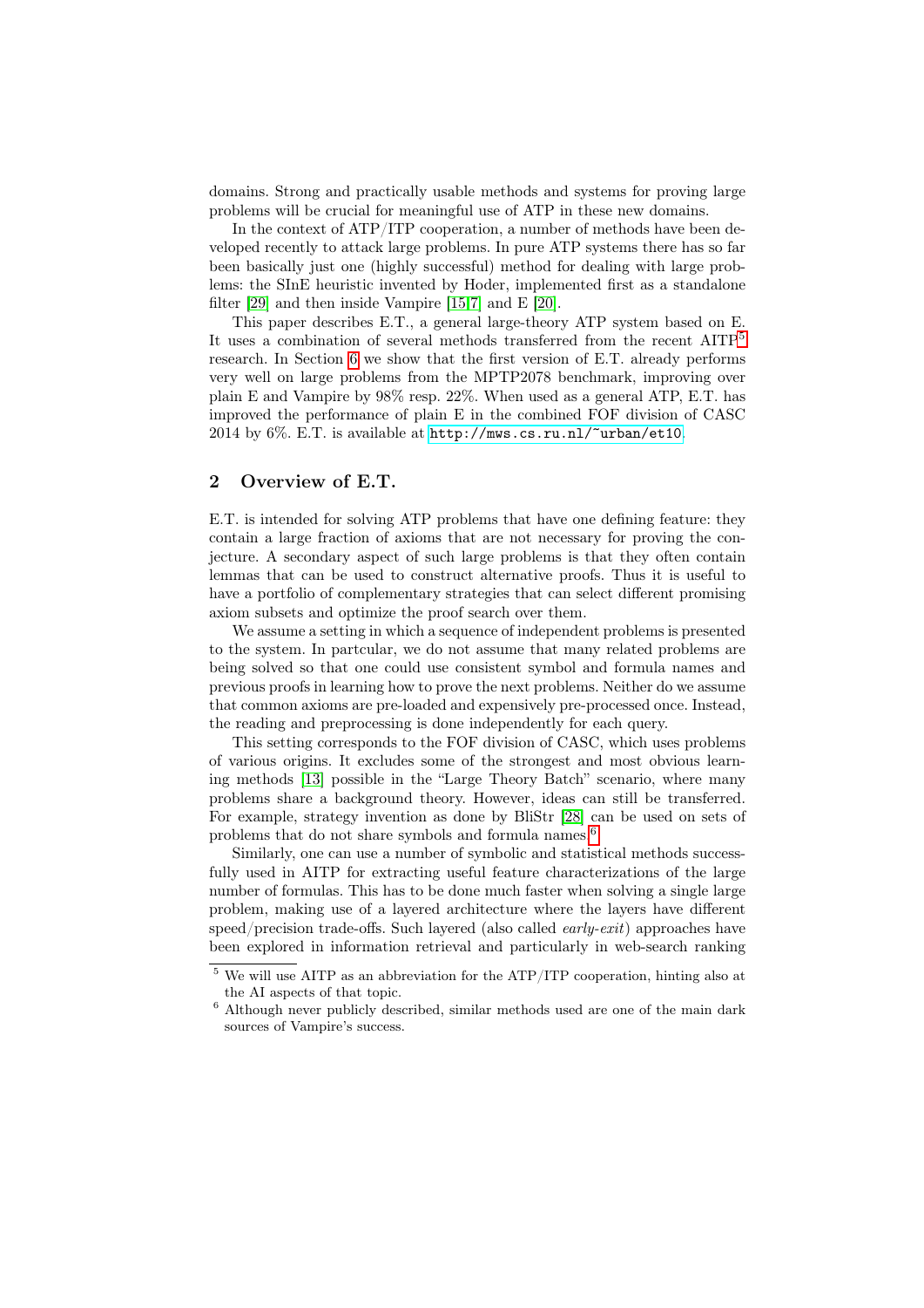domains. Strong and practically usable methods and systems for proving large problems will be crucial for meaningful use of ATP in these new domains.

In the context of ATP/ITP cooperation, a number of methods have been developed recently to attack large problems. In pure ATP systems there has so far been basically just one (highly successful) method for dealing with large problems: the SInE heuristic invented by Hoder, implemented first as a standalone filter [29] and then inside Vampire [15,7] and E [20].

This paper describes E.T., a general large-theory ATP system based on E. It uses a combination of several methods transferred from the recent AITP[5] research. In Section 6 we show that the first version of E.T. already performs very well on large problems from the MPTP2078 benchmark, improving over plain E and Vampire by 98% resp. 22%. When used as a general ATP, E.T. has improved the performance of plain E in the combined FOF division of CASC 2014 by 6%. E.T. is available at http://mws.cs.ru.nl/~urban/et10.

## 2 Overview of E.T.

E.T. is intended for solving ATP problems that have one defining feature: they contain a large fraction of axioms that are not necessary for proving the conjecture. A secondary aspect of such large problems is that they often contain lemmas that can be used to construct alternative proofs. Thus it is useful to have a portfolio of complementary strategies that can select different promising axiom subsets and optimize the proof search over them.

We assume a setting in which a sequence of independent problems is presented to the system. In partcular, we do not assume that many related problems are being solved so that one could use consistent symbol and formula names and previous proofs in learning how to prove the next problems. Neither do we assume that common axioms are pre-loaded and expensively pre-processed once. Instead, the reading and preprocessing is done independently for each query.

This setting corresponds to the FOF division of CASC, which uses problems of various origins. It excludes some of the strongest and most obvious learning methods [13] possible in the "Large Theory Batch" scenario, where many problems share a background theory. However, ideas can still be transferred. For example, strategy invention as done by BliStr [28] can be used on sets of problems that do not share symbols and formula names.[6]

Similarly, one can use a number of symbolic and statistical methods successfully used in AITP for extracting useful feature characterizations of the large number of formulas. This has to be done much faster when solving a single large problem, making use of a layered architecture where the layers have different speed/precision trade-offs. Such layered (also called *early-exit*) approaches have been explored in information retrieval and particularly in web-search ranking

[5] We will use AITP as an abbreviation for the ATP/ITP cooperation, hinting also at the AI aspects of that topic.

[6] Although never publicly described, similar methods used are one of the main dark sources of Vampire's success.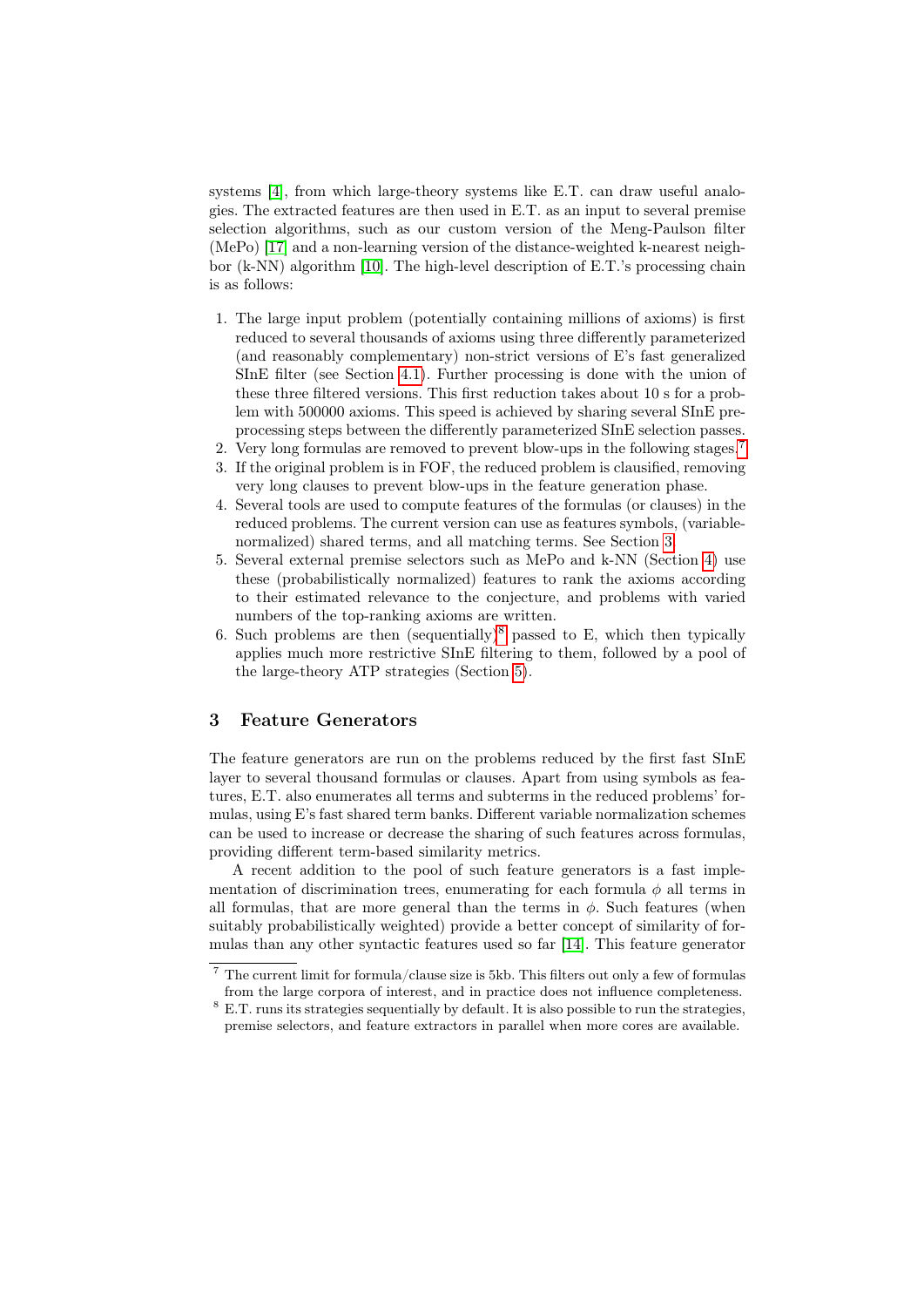systems [4], from which large-theory systems like E.T. can draw useful analogies. The extracted features are then used in E.T. as an input to several premise selection algorithms, such as our custom version of the Meng-Paulson filter (MePo) [17] and a non-learning version of the distance-weighted k-nearest neighbor (k-NN) algorithm [10]. The high-level description of E.T.'s processing chain is as follows:

1. The large input problem (potentially containing millions of axioms) is first reduced to several thousands of axioms using three differently parameterized (and reasonably complementary) non-strict versions of E's fast generalized SInE filter (see Section 4.1). Further processing is done with the union of these three filtered versions. This first reduction takes about 10 s for a problem with 500000 axioms. This speed is achieved by sharing several SInE preprocessing steps between the differently parameterized SInE selection passes.
2. Very long formulas are removed to prevent blow-ups in the following stages.[7]
3. If the original problem is in FOF, the reduced problem is clausified, removing very long clauses to prevent blow-ups in the feature generation phase.
4. Several tools are used to compute features of the formulas (or clauses) in the reduced problems. The current version can use as features symbols, (variable-normalized) shared terms, and all matching terms. See Section 3.
5. Several external premise selectors such as MePo and k-NN (Section 4) use these (probabilistically normalized) features to rank the axioms according to their estimated relevance to the conjecture, and problems with varied numbers of the top-ranking axioms are written.
6. Such problems are then (sequentially)[8] passed to E, which then typically applies much more restrictive SInE filtering to them, followed by a pool of the large-theory ATP strategies (Section 5).

## 3 Feature Generators

The feature generators are run on the problems reduced by the first fast SInE layer to several thousand formulas or clauses. Apart from using symbols as features, E.T. also enumerates all terms and subterms in the reduced problems' formulas, using E's fast shared term banks. Different variable normalization schemes can be used to increase or decrease the sharing of such features across formulas, providing different term-based similarity metrics.

A recent addition to the pool of such feature generators is a fast implementation of discrimination trees, enumerating for each formula $\phi$ all terms in all formulas, that are more general than the terms in $\phi$. Such features (when suitably probabilistically weighted) provide a better concept of similarity of formulas than any other syntactic features used so far [14]. This feature generator

[7] The current limit for formula/clause size is 5kb. This filters out only a few of formulas from the large corpora of interest, and in practice does not influence completeness.

[8] E.T. runs its strategies sequentially by default. It is also possible to run the strategies, premise selectors, and feature extractors in parallel when more cores are available.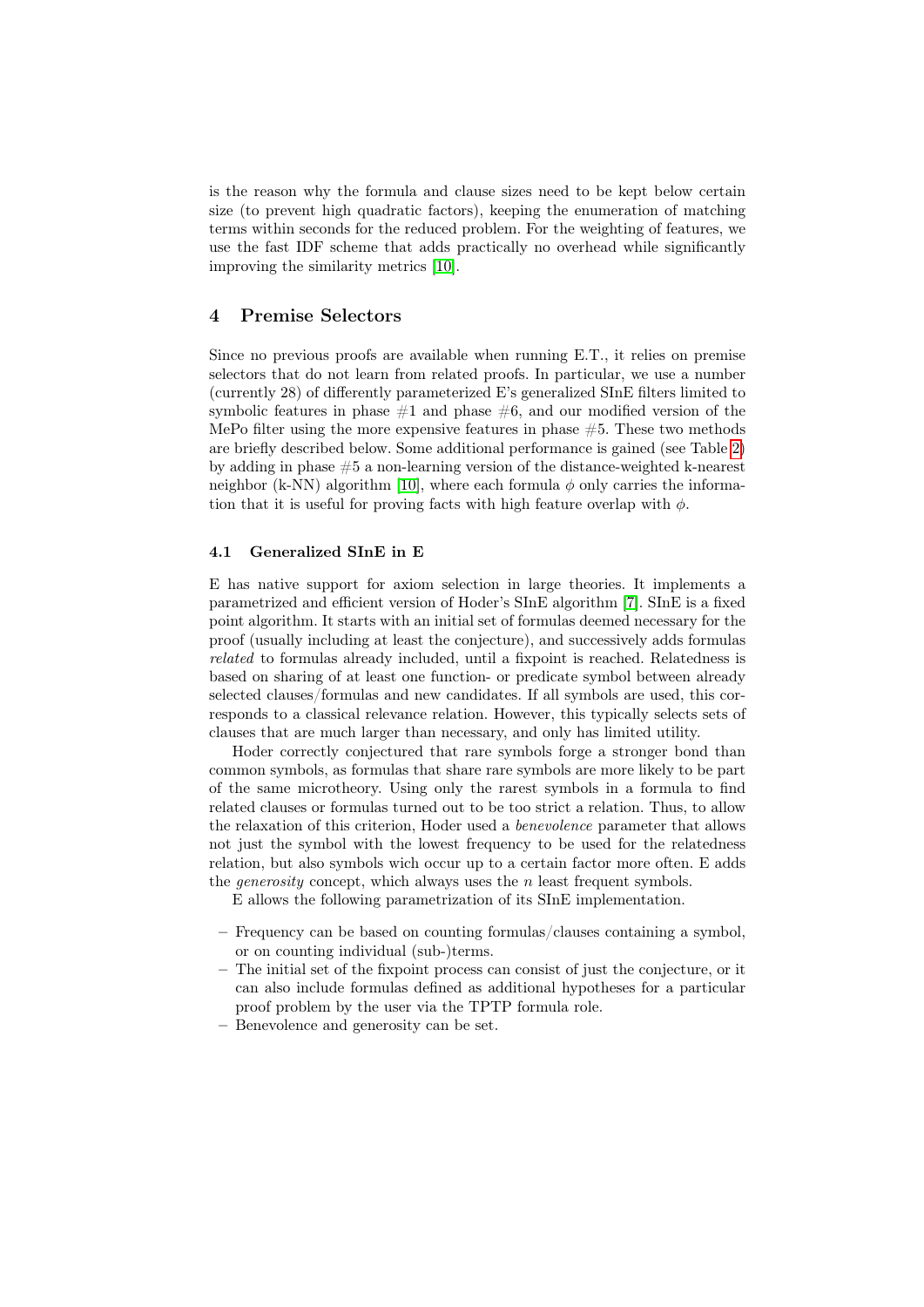is the reason why the formula and clause sizes need to be kept below certain size (to prevent high quadratic factors), keeping the enumeration of matching terms within seconds for the reduced problem. For the weighting of features, we use the fast IDF scheme that adds practically no overhead while significantly improving the similarity metrics [10].

## 4 Premise Selectors

Since no previous proofs are available when running E.T., it relies on premise selectors that do not learn from related proofs. In particular, we use a number (currently 28) of differently parameterized E's generalized SInE filters limited to symbolic features in phase #1 and phase #6, and our modified version of the MePo filter using the more expensive features in phase #5. These two methods are briefly described below. Some additional performance is gained (see Table 2) by adding in phase #5 a non-learning version of the distance-weighted k-nearest neighbor (k-NN) algorithm [10], where each formula $\phi$ only carries the information that it is useful for proving facts with high feature overlap with $\phi$.

### 4.1 Generalized SInE in E

E has native support for axiom selection in large theories. It implements a parametrized and efficient version of Hoder's SInE algorithm [7]. SInE is a fixed point algorithm. It starts with an initial set of formulas deemed necessary for the proof (usually including at least the conjecture), and successively adds formulas *related* to formulas already included, until a fixpoint is reached. Relatedness is based on sharing of at least one function- or predicate symbol between already selected clauses/formulas and new candidates. If all symbols are used, this corresponds to a classical relevance relation. However, this typically selects sets of clauses that are much larger than necessary, and only has limited utility.

Hoder correctly conjectured that rare symbols forge a stronger bond than common symbols, as formulas that share rare symbols are more likely to be part of the same microtheory. Using only the rarest symbols in a formula to find related clauses or formulas turned out to be too strict a relation. Thus, to allow the relaxation of this criterion, Hoder used a *benevolence* parameter that allows not just the symbol with the lowest frequency to be used for the relatedness relation, but also symbols wich occur up to a certain factor more often. E adds the *generosity* concept, which always uses the $n$ least frequent symbols.

E allows the following parametrization of its SInE implementation.

- Frequency can be based on counting formulas/clauses containing a symbol, or on counting individual (sub-)terms.
- The initial set of the fixpoint process can consist of just the conjecture, or it can also include formulas defined as additional hypotheses for a particular proof problem by the user via the TPTP formula role.
- Benevolence and generosity can be set.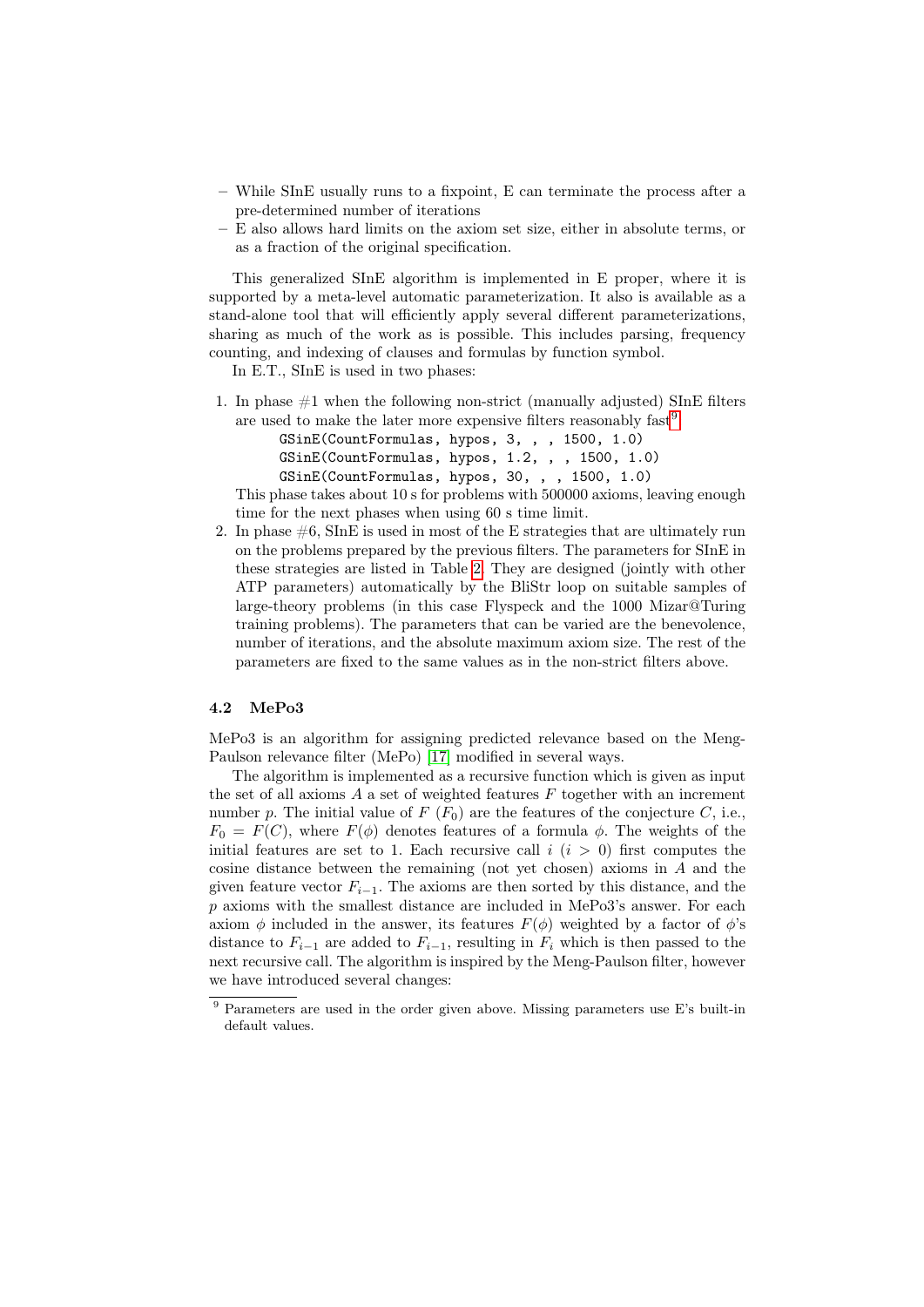- While SInE usually runs to a fixpoint, E can terminate the process after a pre-determined number of iterations
- E also allows hard limits on the axiom set size, either in absolute terms, or as a fraction of the original specification.

This generalized SInE algorithm is implemented in E proper, where it is supported by a meta-level automatic parameterization. It also is available as a stand-alone tool that will efficiently apply several different parameterizations, sharing as much of the work as is possible. This includes parsing, frequency counting, and indexing of clauses and formulas by function symbol.

In E.T., SInE is used in two phases:

1. In phase #1 when the following non-strict (manually adjusted) SInE filters are used to make the later more expensive filters reasonably fast[9]:
   ```
   GSinE(CountFormulas, hypos, 3, , , 1500, 1.0)
   GSinE(CountFormulas, hypos, 1.2, , , 1500, 1.0)
   GSinE(CountFormulas, hypos, 30, , , 1500, 1.0)
   ```
   This phase takes about 10 s for problems with 500000 axioms, leaving enough time for the next phases when using 60 s time limit.
2. In phase #6, SInE is used in most of the E strategies that are ultimately run on the problems prepared by the previous filters. The parameters for SInE in these strategies are listed in Table 2. They are designed (jointly with other ATP parameters) automatically by the BliStr loop on suitable samples of large-theory problems (in this case Flyspeck and the 1000 Mizar@Turing training problems). The parameters that can be varied are the benevolence, number of iterations, and the absolute maximum axiom size. The rest of the parameters are fixed to the same values as in the non-strict filters above.

### 4.2 MePo3

MePo3 is an algorithm for assigning predicted relevance based on the Meng-Paulson relevance filter (MePo) [17] modified in several ways.

The algorithm is implemented as a recursive function which is given as input the set of all axioms $A$ a set of weighted features $F$ together with an increment number $p$. The initial value of $F$ ($F_0$) are the features of the conjecture $C$, i.e., $F_0 = F(C)$, where $F(\phi)$ denotes features of a formula $\phi$. The weights of the initial features are set to 1. Each recursive call $i$ ($i > 0$) first computes the cosine distance between the remaining (not yet chosen) axioms in $A$ and the given feature vector $F_{i-1}$. The axioms are then sorted by this distance, and the $p$ axioms with the smallest distance are included in MePo3's answer. For each axiom $\phi$ included in the answer, its features $F(\phi)$ weighted by a factor of $\phi$'s distance to $F_{i-1}$ are added to $F_{i-1}$, resulting in $F_i$ which is then passed to the next recursive call. The algorithm is inspired by the Meng-Paulson filter, however we have introduced several changes:

[9] Parameters are used in the order given above. Missing parameters use E's built-in default values.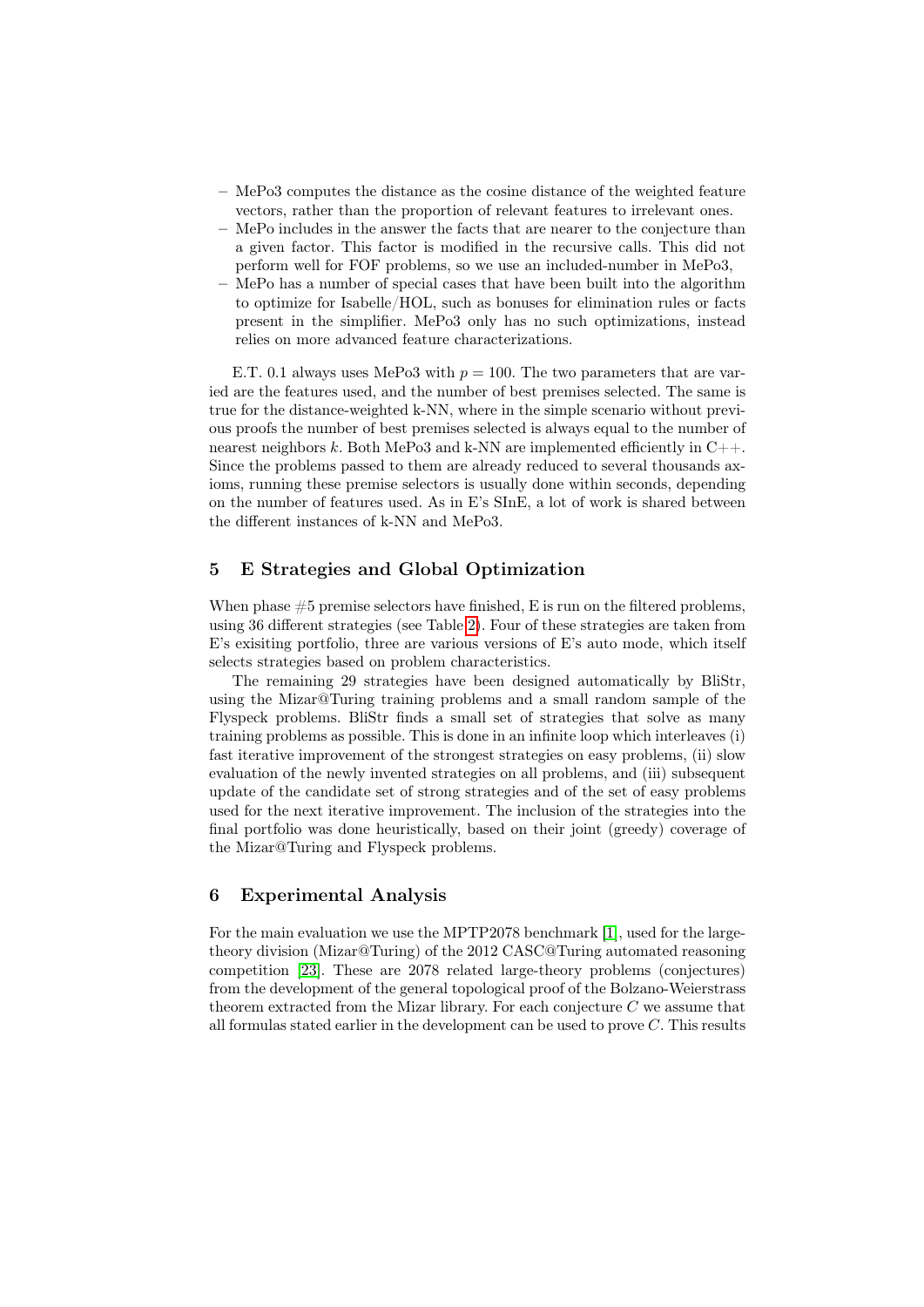- MePo3 computes the distance as the cosine distance of the weighted feature vectors, rather than the proportion of relevant features to irrelevant ones.
- MePo includes in the answer the facts that are nearer to the conjecture than a given factor. This factor is modified in the recursive calls. This did not perform well for FOF problems, so we use an included-number in MePo3,
- MePo has a number of special cases that have been built into the algorithm to optimize for Isabelle/HOL, such as bonuses for elimination rules or facts present in the simplifier. MePo3 only has no such optimizations, instead relies on more advanced feature characterizations.

E.T. 0.1 always uses MePo3 with $p = 100$. The two parameters that are varied are the features used, and the number of best premises selected. The same is true for the distance-weighted k-NN, where in the simple scenario without previous proofs the number of best premises selected is always equal to the number of nearest neighbors $k$. Both MePo3 and k-NN are implemented efficiently in C++. Since the problems passed to them are already reduced to several thousands axioms, running these premise selectors is usually done within seconds, depending on the number of features used. As in E's SInE, a lot of work is shared between the different instances of k-NN and MePo3.

## 5 E Strategies and Global Optimization

When phase #5 premise selectors have finished, E is run on the filtered problems, using 36 different strategies (see Table 2). Four of these strategies are taken from E's exisiting portfolio, three are various versions of E's auto mode, which itself selects strategies based on problem characteristics.

The remaining 29 strategies have been designed automatically by BliStr, using the Mizar@Turing training problems and a small random sample of the Flyspeck problems. BliStr finds a small set of strategies that solve as many training problems as possible. This is done in an infinite loop which interleaves (i) fast iterative improvement of the strongest strategies on easy problems, (ii) slow evaluation of the newly invented strategies on all problems, and (iii) subsequent update of the candidate set of strong strategies and of the set of easy problems used for the next iterative improvement. The inclusion of the strategies into the final portfolio was done heuristically, based on their joint (greedy) coverage of the Mizar@Turing and Flyspeck problems.

## 6 Experimental Analysis

For the main evaluation we use the MPTP2078 benchmark [1], used for the large-theory division (Mizar@Turing) of the 2012 CASC@Turing automated reasoning competition [23]. These are 2078 related large-theory problems (conjectures) from the development of the general topological proof of the Bolzano-Weierstrass theorem extracted from the Mizar library. For each conjecture $C$ we assume that all formulas stated earlier in the development can be used to prove $C$. This results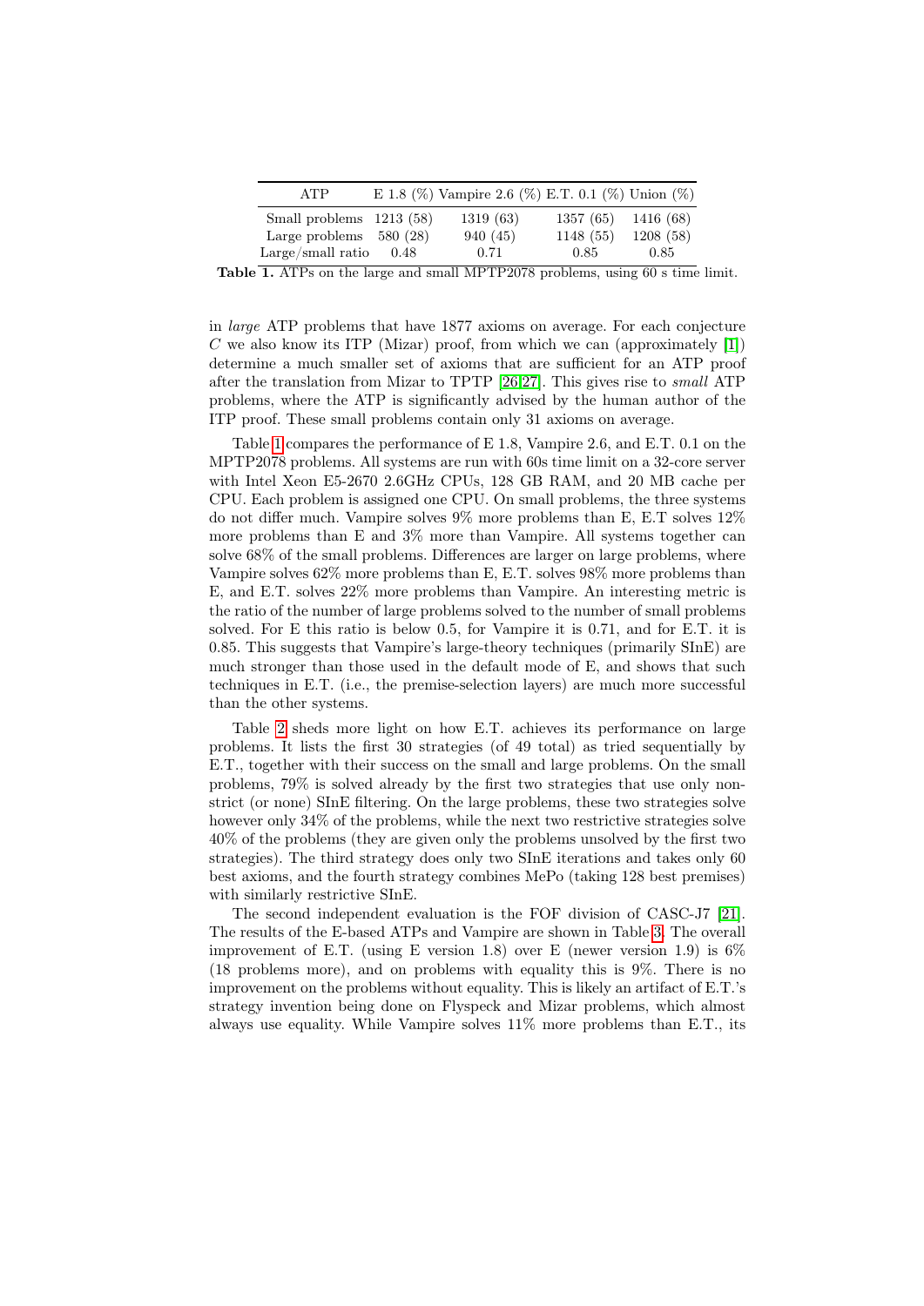| ATP | E 1.8 (%) | Vampire 2.6 (%) | E.T. 0.1 (%) | Union (%) |
|---|---|---|---|---|
| Small problems | 1213 (58) | 1319 (63) | 1357 (65) | 1416 (68) |
| Large problems | 580 (28) | 940 (45) | 1148 (55) | 1208 (58) |
| Large/small ratio | 0.48 | 0.71 | 0.85 | 0.85 |

**Table 1.** ATPs on the large and small MPTP2078 problems, using 60 s time limit.

in *large* ATP problems that have 1877 axioms on average. For each conjecture $C$ we also know its ITP (Mizar) proof, from which we can (approximately [1]) determine a much smaller set of axioms that are sufficient for an ATP proof after the translation from Mizar to TPTP [26,27]. This gives rise to *small* ATP problems, where the ATP is significantly advised by the human author of the ITP proof. These small problems contain only 31 axioms on average.

Table 1 compares the performance of E 1.8, Vampire 2.6, and E.T. 0.1 on the MPTP2078 problems. All systems are run with 60s time limit on a 32-core server with Intel Xeon E5-2670 2.6GHz CPUs, 128 GB RAM, and 20 MB cache per CPU. Each problem is assigned one CPU. On small problems, the three systems do not differ much. Vampire solves 9% more problems than E, E.T solves 12% more problems than E and 3% more than Vampire. All systems together can solve 68% of the small problems. Differences are larger on large problems, where Vampire solves 62% more problems than E, E.T. solves 98% more problems than E, and E.T. solves 22% more problems than Vampire. An interesting metric is the ratio of the number of large problems solved to the number of small problems solved. For E this ratio is below 0.5, for Vampire it is 0.71, and for E.T. it is 0.85. This suggests that Vampire's large-theory techniques (primarily SInE) are much stronger than those used in the default mode of E, and shows that such techniques in E.T. (i.e., the premise-selection layers) are much more successful than the other systems.

Table 2 sheds more light on how E.T. achieves its performance on large problems. It lists the first 30 strategies (of 49 total) as tried sequentially by E.T., together with their success on the small and large problems. On the small problems, 79% is solved already by the first two strategies that use only non-strict (or none) SInE filtering. On the large problems, these two strategies solve however only 34% of the problems, while the next two restrictive strategies solve 40% of the problems (they are given only the problems unsolved by the first two strategies). The third strategy does only two SInE iterations and takes only 60 best axioms, and the fourth strategy combines MePo (taking 128 best premises) with similarly restrictive SInE.

The second independent evaluation is the FOF division of CASC-J7 [21]. The results of the E-based ATPs and Vampire are shown in Table 3. The overall improvement of E.T. (using E version 1.8) over E (newer version 1.9) is 6% (18 problems more), and on problems with equality this is 9%. There is no improvement on the problems without equality. This is likely an artifact of E.T.'s strategy invention being done on Flyspeck and Mizar problems, which almost always use equality. While Vampire solves 11% more problems than E.T., its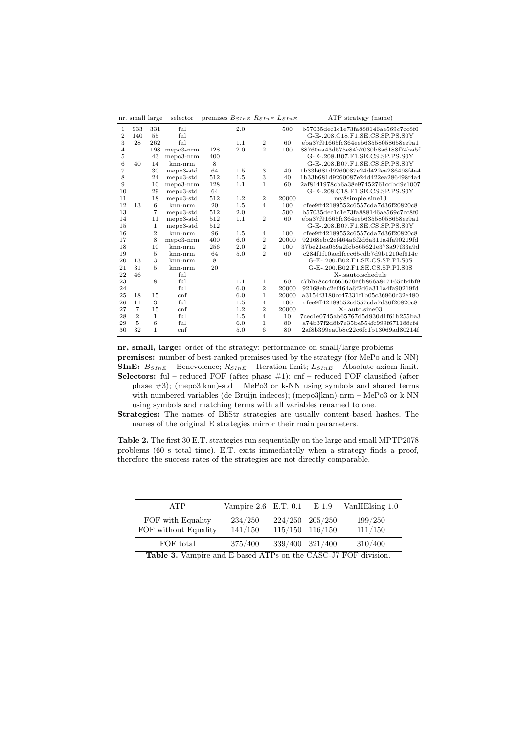| nr. | small | large | selector | premises | $B_{SInE}$ | $R_{SInE}$ | $L_{SInE}$ | ATP strategy (name) |
|---|---|---|---|---|---|---|---|---|
| 1 | 933 | 331 | ful | | 2.0 | | 500 | b57035dec1c1e73fa888146ae569c7cc8f0 |
| 2 | 140 | 55 | ful | | | | | G-E-.208.C18.F1.SE.CS.SP.PS.S0Y |
| 3 | 28 | 262 | ful | | 1.1 | 2 | 60 | eba37f91665fc364eeb63558058658ee9a1 |
| 4 | | 198 | mepo3-nrm | 128 | 2.0 | 2 | 100 | 88760aa43d575e84b7030b8a6188f74ba5f |
| 5 | | 43 | mepo3-nrm | 400 | | | | G-E-.208.B07.F1.SE.CS.SP.PS.S0Y |
| 6 | 40 | 14 | knn-nrm | 8 | | | | G-E-.208.B07.F1.SE.CS.SP.PS.S0Y |
| 7 | | 30 | mepo3-std | 64 | 1.5 | 3 | 40 | 1b33b681d9260087e24d422ea286498f4a4 |
| 8 | | 24 | mepo3-std | 512 | 1.5 | 3 | 40 | 1b33b681d9260087e24d422ea286498f4a4 |
| 9 | | 10 | mepo3-nrm | 128 | 1.1 | 1 | 60 | 2af8141978cb6a38e97452761cdbd9e1007 |
| 10 | | 29 | mepo3-std | 64 | | | | G-E-.208.C18.F1.SE.CS.SP.PS.S0Y |
| 11 | | 18 | mepo3-std | 512 | 1.2 | 2 | 20000 | my8simple.sine13 |
| 12 | 13 | 6 | knn-nrm | 20 | 1.5 | 4 | 100 | cfee9ff42189552c6557cda7d36f20820c8 |
| 13 | | 7 | mepo3-std | 512 | 2.0 | | 500 | b57035dec1c1e73fa888146ae569c7cc8f0 |
| 14 | | 11 | mepo3-std | 512 | 1.1 | 2 | 60 | eba37f91665fc364eeb63558058658ee9a1 |
| 15 | | 1 | mepo3-std | 512 | | | | G-E-.208.B07.F1.SE.CS.SP.PS.S0Y |
| 16 | | 2 | knn-nrm | 96 | 1.5 | 4 | 100 | cfee9ff42189552c6557cda7d36f20820c8 |
| 17 | | 8 | mepo3-nrm | 400 | 6.0 | 2 | 20000 | 92168ebc2ef464a6f2d6a311a4fa90219fd |
| 18 | | 10 | knn-nrm | 256 | 2.0 | 2 | 100 | 37be21ea059a2fcb865621e373a97f33a9d |
| 19 | | 5 | knn-nrm | 64 | 5.0 | 2 | 60 | c284f1f10aedfccc65cdb7d9b1210ef814c |
| 20 | 13 | 3 | knn-nrm | 8 | | | | G-E-.200.B02.F1.SE.CS.SP.PI.S0S |
| 21 | 31 | 5 | knn-nrm | 20 | | | | G-E-.200.B02.F1.SE.CS.SP.PI.S0S |
| 22 | 46 | | ful | | | | | X-.sauto.schedule |
| 23 | | 8 | ful | | 1.1 | 1 | 60 | c7bb78cc4c665670e6b866a847165cb4bf9 |
| 24 | | | ful | | 6.0 | 2 | 20000 | 92168ebc2ef464a6f2d6a311a4fa90219fd |
| 25 | 18 | 15 | cnf | | 6.0 | 1 | 20000 | a3154f3180cc47331f1b05c36960c32e480 |
| 26 | 11 | 3 | ful | | 1.5 | 4 | 100 | cfee9ff42189552c6557cda7d36f20820c8 |
| 27 | 7 | 15 | cnf | | 1.2 | 2 | 20000 | X-.auto.sine03 |
| 28 | 2 | 1 | ful | | 1.5 | 4 | 10 | 7cec1e0745ab65767d5d930d1f61b255ba3 |
| 29 | 5 | 6 | ful | | 6.0 | 1 | 80 | a74b37f2d8b7e35be554fc999f671188cf4 |
| 30 | 32 | 1 | cnf | | 5.0 | 6 | 80 | 2af8b399ea0b8c22c6fc1b13069ad80214f |

**nr, small, large:** order of the strategy; performance on small/large problems
**premises:** number of best-ranked premises used by the strategy (for MePo and k-NN)
**SInE:** $B_{SInE}$ – Benevolence; $R_{SInE}$ – Iteration limit; $L_{SInE}$ – Absolute axiom limit.
**Selectors:** ful – reduced FOF (after phase #1); cnf – reduced FOF clausified (after phase #3); (mepo3|knn)-std – MePo3 or k-NN using symbols and shared terms with numbered variables (de Bruijn indeces); (mepo3|knn)-nrm – MePo3 or k-NN using symbols and matching terms with all variables renamed to one.
**Strategies:** The names of BliStr strategies are usually content-based hashes. The names of the original E strategies mirror their main parameters.

**Table 2.** The first 30 E.T. strategies run sequentially on the large and small MPTP2078 problems (60 s total time). E.T. exits immediatelly when a strategy finds a proof, therefore the success rates of the strategies are not directly comparable.

| ATP | Vampire 2.6 | E.T. 0.1 | E 1.9 | VanHElsing 1.0 |
|---|---|---|---|---|
| FOF with Equality | 234/250 | 224/250 | 205/250 | 199/250 |
| FOF without Equality | 141/150 | 115/150 | 116/150 | 111/150 |
| FOF total | 375/400 | 339/400 | 321/400 | 310/400 |

**Table 3.** Vampire and E-based ATPs on the CASC-J7 FOF division.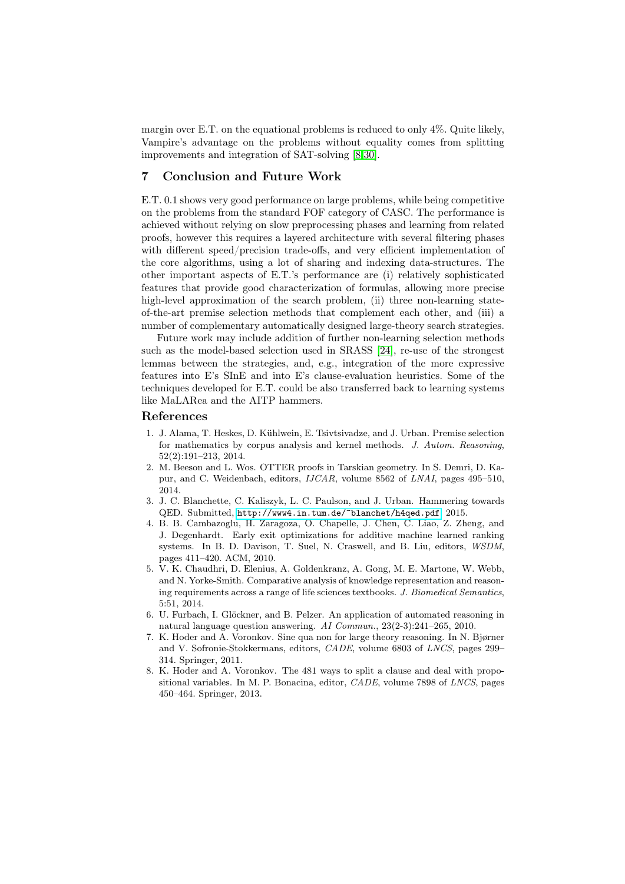margin over E.T. on the equational problems is reduced to only 4%. Quite likely, Vampire's advantage on the problems without equality comes from splitting improvements and integration of SAT-solving [8,30].

## 7 Conclusion and Future Work

E.T. 0.1 shows very good performance on large problems, while being competitive on the problems from the standard FOF category of CASC. The performance is achieved without relying on slow preprocessing phases and learning from related proofs, however this requires a layered architecture with several filtering phases with different speed/precision trade-offs, and very efficient implementation of the core algorithms, using a lot of sharing and indexing data-structures. The other important aspects of E.T.'s performance are (i) relatively sophisticated features that provide good characterization of formulas, allowing more precise high-level approximation of the search problem, (ii) three non-learning state-of-the-art premise selection methods that complement each other, and (iii) a number of complementary automatically designed large-theory search strategies.

Future work may include addition of further non-learning selection methods such as the model-based selection used in SRASS [24], re-use of the strongest lemmas between the strategies, and, e.g., integration of the more expressive features into E's SInE and into E's clause-evaluation heuristics. Some of the techniques developed for E.T. could be also transferred back to learning systems like MaLARea and the AITP hammers.

## References

1. J. Alama, T. Heskes, D. Kühlwein, E. Tsivtsivadze, and J. Urban. Premise selection for mathematics by corpus analysis and kernel methods. *J. Autom. Reasoning*, 52(2):191–213, 2014.
2. M. Beeson and L. Wos. OTTER proofs in Tarskian geometry. In S. Demri, D. Kapur, and C. Weidenbach, editors, *IJCAR*, volume 8562 of *LNAI*, pages 495–510, 2014.
3. J. C. Blanchette, C. Kaliszyk, L. C. Paulson, and J. Urban. Hammering towards QED. Submitted, http://www4.in.tum.de/~blanchet/h4qed.pdf, 2015.
4. B. B. Cambazoglu, H. Zaragoza, O. Chapelle, J. Chen, C. Liao, Z. Zheng, and J. Degenhardt. Early exit optimizations for additive machine learned ranking systems. In B. D. Davison, T. Suel, N. Craswell, and B. Liu, editors, *WSDM*, pages 411–420. ACM, 2010.
5. V. K. Chaudhri, D. Elenius, A. Goldenkranz, A. Gong, M. E. Martone, W. Webb, and N. Yorke-Smith. Comparative analysis of knowledge representation and reasoning requirements across a range of life sciences textbooks. *J. Biomedical Semantics*, 5:51, 2014.
6. U. Furbach, I. Glöckner, and B. Pelzer. An application of automated reasoning in natural language question answering. *AI Commun.*, 23(2-3):241–265, 2010.
7. K. Hoder and A. Voronkov. Sine qua non for large theory reasoning. In N. Bjørner and V. Sofronie-Stokkermans, editors, *CADE*, volume 6803 of *LNCS*, pages 299–314. Springer, 2011.
8. K. Hoder and A. Voronkov. The 481 ways to split a clause and deal with propositional variables. In M. P. Bonacina, editor, *CADE*, volume 7898 of *LNCS*, pages 450–464. Springer, 2013.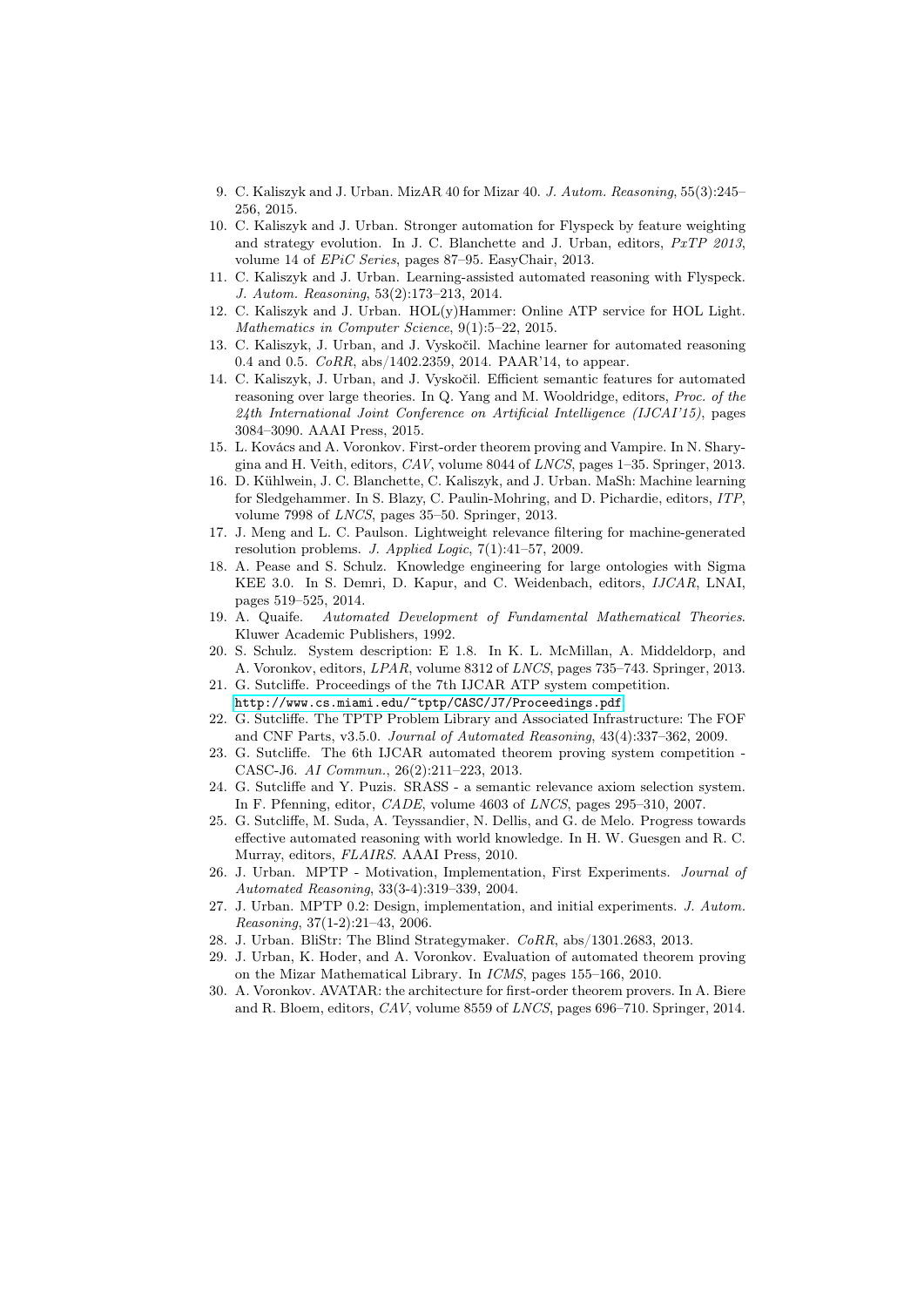9. C. Kaliszyk and J. Urban. MizAR 40 for Mizar 40. *J. Autom. Reasoning*, 55(3):245–256, 2015.
10. C. Kaliszyk and J. Urban. Stronger automation for Flyspeck by feature weighting and strategy evolution. In J. C. Blanchette and J. Urban, editors, *PxTP 2013*, volume 14 of *EPiC Series*, pages 87–95. EasyChair, 2013.
11. C. Kaliszyk and J. Urban. Learning-assisted automated reasoning with Flyspeck. *J. Autom. Reasoning*, 53(2):173–213, 2014.
12. C. Kaliszyk and J. Urban. HOL(y)Hammer: Online ATP service for HOL Light. *Mathematics in Computer Science*, 9(1):5–22, 2015.
13. C. Kaliszyk, J. Urban, and J. Vyskočil. Machine learner for automated reasoning 0.4 and 0.5. *CoRR*, abs/1402.2359, 2014. PAAR'14, to appear.
14. C. Kaliszyk, J. Urban, and J. Vyskočil. Efficient semantic features for automated reasoning over large theories. In Q. Yang and M. Wooldridge, editors, *Proc. of the 24th International Joint Conference on Artificial Intelligence (IJCAI'15)*, pages 3084–3090. AAAI Press, 2015.
15. L. Kovács and A. Voronkov. First-order theorem proving and Vampire. In N. Sharygina and H. Veith, editors, *CAV*, volume 8044 of *LNCS*, pages 1–35. Springer, 2013.
16. D. Kühlwein, J. C. Blanchette, C. Kaliszyk, and J. Urban. MaSh: Machine learning for Sledgehammer. In S. Blazy, C. Paulin-Mohring, and D. Pichardie, editors, *ITP*, volume 7998 of *LNCS*, pages 35–50. Springer, 2013.
17. J. Meng and L. C. Paulson. Lightweight relevance filtering for machine-generated resolution problems. *J. Applied Logic*, 7(1):41–57, 2009.
18. A. Pease and S. Schulz. Knowledge engineering for large ontologies with Sigma KEE 3.0. In S. Demri, D. Kapur, and C. Weidenbach, editors, *IJCAR*, LNAI, pages 519–525, 2014.
19. A. Quaife. *Automated Development of Fundamental Mathematical Theories*. Kluwer Academic Publishers, 1992.
20. S. Schulz. System description: E 1.8. In K. L. McMillan, A. Middeldorp, and A. Voronkov, editors, *LPAR*, volume 8312 of *LNCS*, pages 735–743. Springer, 2013.
21. G. Sutcliffe. Proceedings of the 7th IJCAR ATP system competition. http://www.cs.miami.edu/~tptp/CASC/J7/Proceedings.pdf.
22. G. Sutcliffe. The TPTP Problem Library and Associated Infrastructure: The FOF and CNF Parts, v3.5.0. *Journal of Automated Reasoning*, 43(4):337–362, 2009.
23. G. Sutcliffe. The 6th IJCAR automated theorem proving system competition - CASC-J6. *AI Commun.*, 26(2):211–223, 2013.
24. G. Sutcliffe and Y. Puzis. SRASS - a semantic relevance axiom selection system. In F. Pfenning, editor, *CADE*, volume 4603 of *LNCS*, pages 295–310, 2007.
25. G. Sutcliffe, M. Suda, A. Teyssandier, N. Dellis, and G. de Melo. Progress towards effective automated reasoning with world knowledge. In H. W. Guesgen and R. C. Murray, editors, *FLAIRS*. AAAI Press, 2010.
26. J. Urban. MPTP - Motivation, Implementation, First Experiments. *Journal of Automated Reasoning*, 33(3-4):319–339, 2004.
27. J. Urban. MPTP 0.2: Design, implementation, and initial experiments. *J. Autom. Reasoning*, 37(1-2):21–43, 2006.
28. J. Urban. BliStr: The Blind Strategymaker. *CoRR*, abs/1301.2683, 2013.
29. J. Urban, K. Hoder, and A. Voronkov. Evaluation of automated theorem proving on the Mizar Mathematical Library. In *ICMS*, pages 155–166, 2010.
30. A. Voronkov. AVATAR: the architecture for first-order theorem provers. In A. Biere and R. Bloem, editors, *CAV*, volume 8559 of *LNCS*, pages 696–710. Springer, 2014.